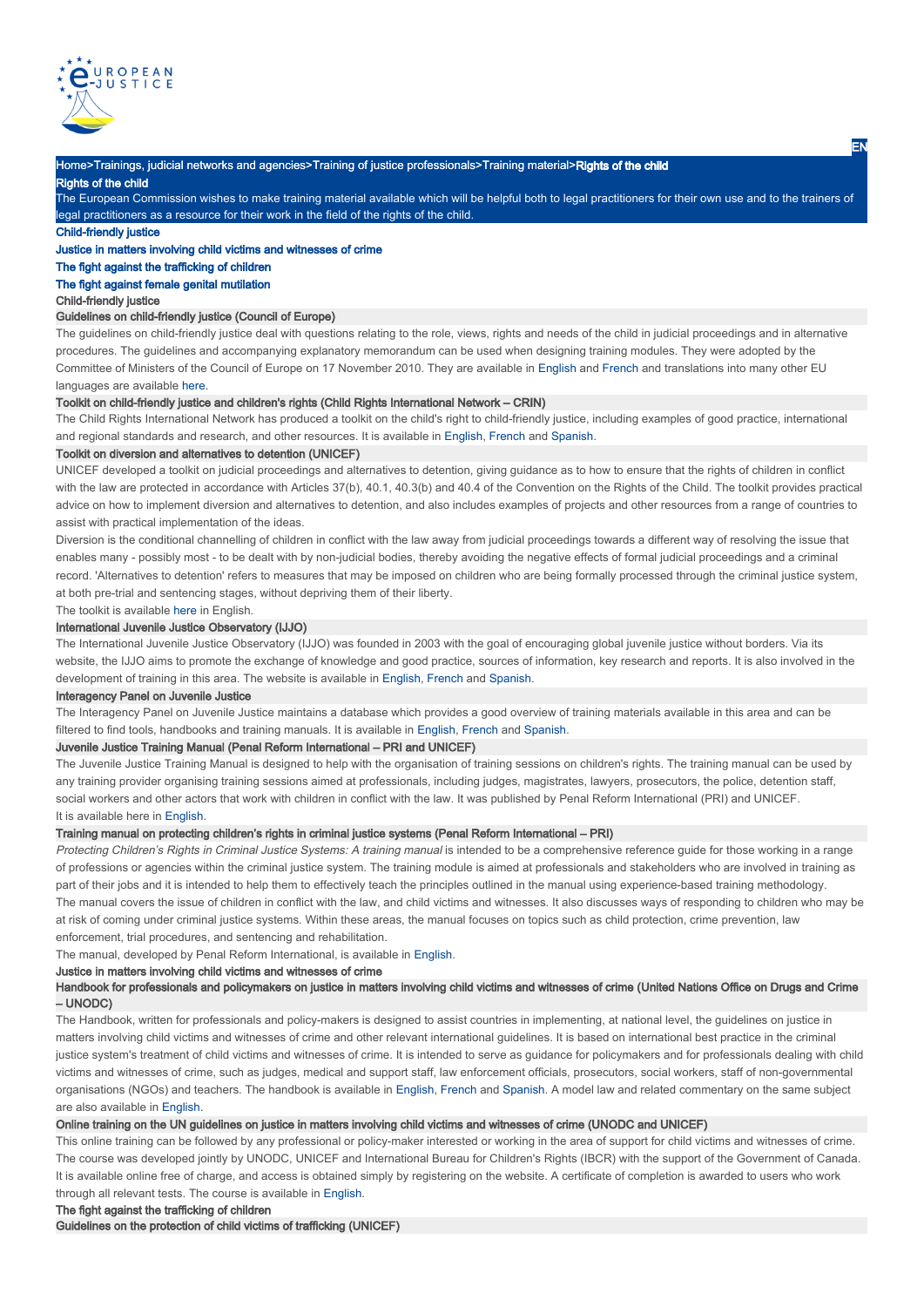Home>Trainings, judicial networks and agencies>Training of justice professionals>Training material>Rights of the child

# Rights of the child

The European Commission wishes to make training material available which will be helpful both to legal practitioners for their own use and to the trainers of legal practitioners as a resource for their work in the field of the rights of the child.

- Child-friendly justice
- Justice in matters involving child victims and witnesses of crime
- The fight against the trafficking of children
- The fight against female genital mutilation

## Child-friendly justice

### Guidelines on child-friendly justice (Council of Europe)

The guidelines on child-friendly justice deal with questions relating to the role, views, rights and needs of the child in judicial proceedings and in alternative procedures. The guidelines and accompanying explanatory memorandum can be used when designing training modules. They were adopted by the Committee of Ministers of the Council of Europe on 17 November 2010. They are available in English and French and translations into many other EU languages are available here.

### Toolkit on child-friendly justice and children's rights (Child Rights International Network – CRIN)

The Child Rights International Network has produced a toolkit on the child's right to child-friendly justice, including examples of good practice, international and regional standards and research, and other resources. It is available in English, French and Spanish.

### Toolkit on diversion and alternatives to detention (UNICEF)

UNICEF developed a toolkit on judicial proceedings and alternatives to detention, giving guidance as to how to ensure that the rights of children in conflict with the law are protected in accordance with Articles 37(b), 40.1, 40.3(b) and 40.4 of the Convention on the Rights of the Child. The toolkit provides practical advice on how to implement diversion and alternatives to detention, and also includes examples of projects and other resources from a range of countries to assist with practical implementation of the ideas.

Diversion is the conditional channelling of children in conflict with the law away from judicial proceedings towards a different way of resolving the issue that enables many - possibly most - to be dealt with by non-judicial bodies, thereby avoiding the negative effects of formal judicial proceedings and a criminal record. 'Alternatives to detention' refers to measures that may be imposed on children who are being formally processed through the criminal justice system, at both pre-trial and sentencing stages, without depriving them of their liberty.

The toolkit is available here in English.

### International Juvenile Justice Observatory (IJJO)

The International Juvenile Justice Observatory (IJJO) was founded in 2003 with the goal of encouraging global juvenile justice without borders. Via its website, the IJJO aims to promote the exchange of knowledge and good practice, sources of information, key research and reports. It is also involved in the development of training in this area. The website is available in English, French and Spanish.

### Interagency Panel on Juvenile Justice

The Interagency Panel on Juvenile Justice maintains a database which provides a good overview of training materials available in this area and can be filtered to find tools, handbooks and training manuals. It is available in English, French and Spanish.

### Juvenile Justice Training Manual (Penal Reform International – PRI and UNICEF)

The Juvenile Justice Training Manual is designed to help with the organisation of training sessions on children's rights. The training manual can be used by any training provider organising training sessions aimed at professionals, including judges, magistrates, lawyers, prosecutors, the police, detention staff, social workers and other actors that work with children in conflict with the law. It was published by Penal Reform International (PRI) and UNICEF.

It is available here in English.

### Training manual on protecting children's rights in criminal justice systems (Penal Reform International – PRI)

*Protecting Children's Rights in Criminal Justice Systems: A training manual* is intended to be a comprehensive reference guide for those working in a range of professions or agencies within the criminal justice system. The training module is aimed at professionals and stakeholders who are involved in training as part of their jobs and it is intended to help them to effectively teach the principles outlined in the manual using experience-based training methodology.

The manual covers the issue of children in conflict with the law, and child victims and witnesses. It also discusses ways of responding to children who may be at risk of coming under criminal justice systems. Within these areas, the manual focuses on topics such as child protection, crime prevention, law enforcement, trial procedures, and sentencing and rehabilitation.

The manual, developed by Penal Reform International, is available in English.

## Justice in matters involving child victims and witnesses of crime

### Handbook for professionals and policymakers on justice in matters involving child victims and witnesses of crime (United Nations Office on Drugs and Crime – UNODC)

The Handbook, written for professionals and policy-makers is designed to assist countries in implementing, at national level, the guidelines on justice in matters involving child victims and witnesses of crime and other relevant international guidelines. It is based on international best practice in the criminal justice system's treatment of child victims and witnesses of crime. It is intended to serve as guidance for policymakers and for professionals dealing with child victims and witnesses of crime, such as judges, medical and support staff, law enforcement officials, prosecutors, social workers, staff of non-governmental organisations (NGOs) and teachers. The handbook is available in English, French and Spanish. A model law and related commentary on the same subject are also available in English.

### Online training on the UN guidelines on justice in matters involving child victims and witnesses of crime (UNODC and UNICEF)

This online training can be followed by any professional or policy-maker interested or working in the area of support for child victims and witnesses of crime. The course was developed jointly by UNODC, UNICEF and International Bureau for Children's Rights (IBCR) with the support of the Government of Canada. It is available online free of charge, and access is obtained simply by registering on the website. A certificate of completion is awarded to users who work through all relevant tests. The course is available in English.

## The fight against the trafficking of children

### Guidelines on the protection of child victims of trafficking (UNICEF)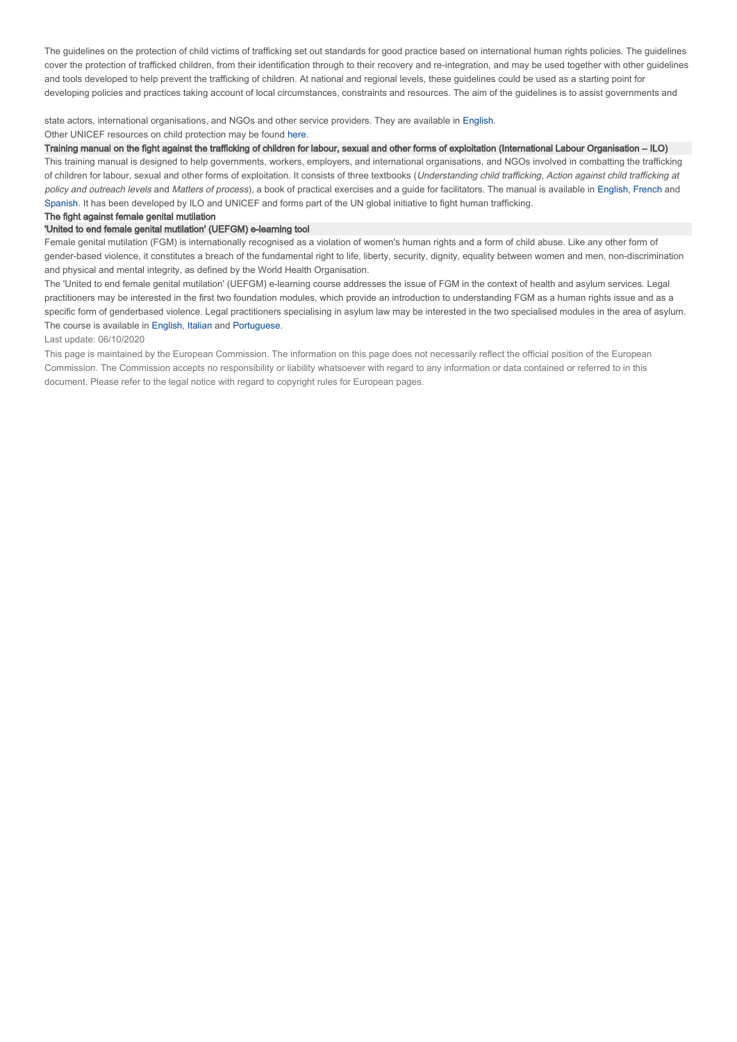The guidelines on the protection of child victims of trafficking set out standards for good practice based on international human rights policies. The guidelines cover the protection of trafficked children, from their identification through to their recovery and re-integration, and may be used together with other guidelines and tools developed to help prevent the trafficking of children. At national and regional levels, these guidelines could be used as a starting point for developing policies and practices taking account of local circumstances, constraints and resources. The aim of the guidelines is to assist governments and

state actors, international organisations, and NGOs and other service providers. They are available in English.

Other UNICEF resources on child protection may be found here.

### Training manual on the fight against the trafficking of children for labour, sexual and other forms of exploitation (International Labour Organisation – ILO)

This training manual is designed to help governments, workers, employers, and international organisations, and NGOs involved in combatting the trafficking of children for labour, sexual and other forms of exploitation. It consists of three textbooks (*Understanding child trafficking*, *Action against child trafficking at policy and outreach levels* and *Matters of process*), a book of practical exercises and a guide for facilitators. The manual is available in English, French and Spanish. It has been developed by ILO and UNICEF and forms part of the UN global initiative to fight human trafficking.

## The fight against female genital mutilation

### 'United to end female genital mutilation' (UEFGM) e-learning tool

Female genital mutilation (FGM) is internationally recognised as a violation of women's human rights and a form of child abuse. Like any other form of gender-based violence, it constitutes a breach of the fundamental right to life, liberty, security, dignity, equality between women and men, non-discrimination and physical and mental integrity, as defined by the World Health Organisation.

The 'United to end female genital mutilation' (UEFGM) e-learning course addresses the issue of FGM in the context of health and asylum services. Legal practitioners may be interested in the first two foundation modules, which provide an introduction to understanding FGM as a human rights issue and as a specific form of genderbased violence. Legal practitioners specialising in asylum law may be interested in the two specialised modules in the area of asylum. The course is available in English, Italian and Portuguese.

Last update: 06/10/2020

This page is maintained by the European Commission. The information on this page does not necessarily reflect the official position of the European Commission. The Commission accepts no responsibility or liability whatsoever with regard to any information or data contained or referred to in this document. Please refer to the legal notice with regard to copyright rules for European pages.